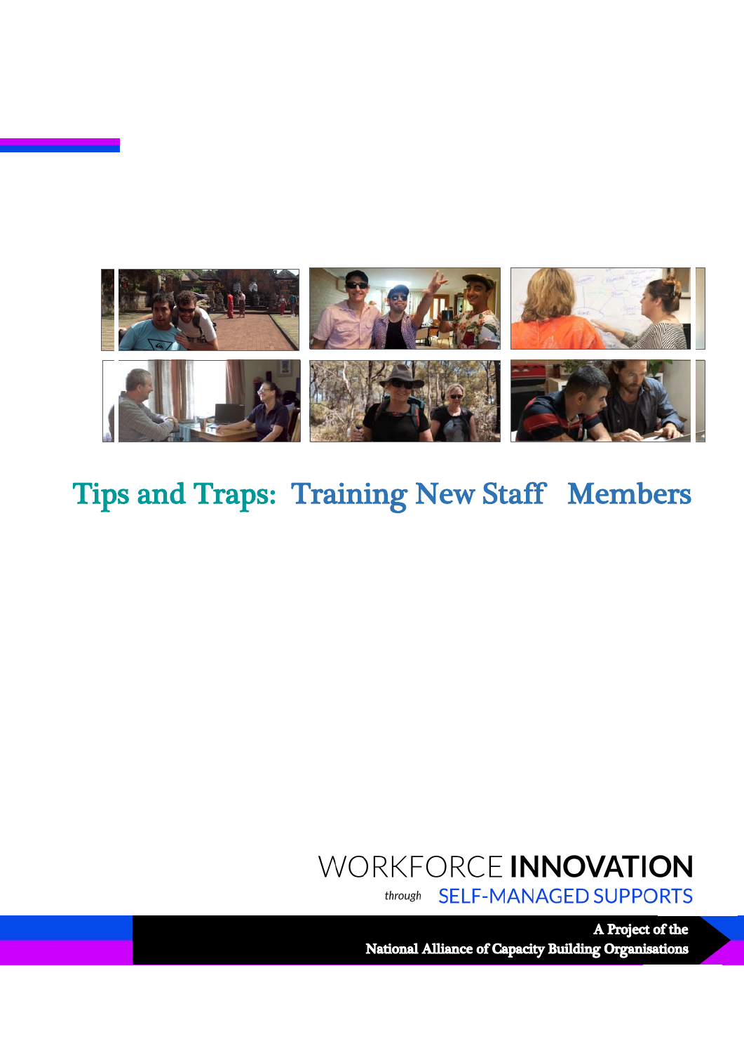# Tips and Traps: Training New Staff Members

WORKFORCE **INNOVATION**

*through* SELF-MANAGED SUPPORTS

**A Project of the**
**National Alliance of Capacity Building Organisations**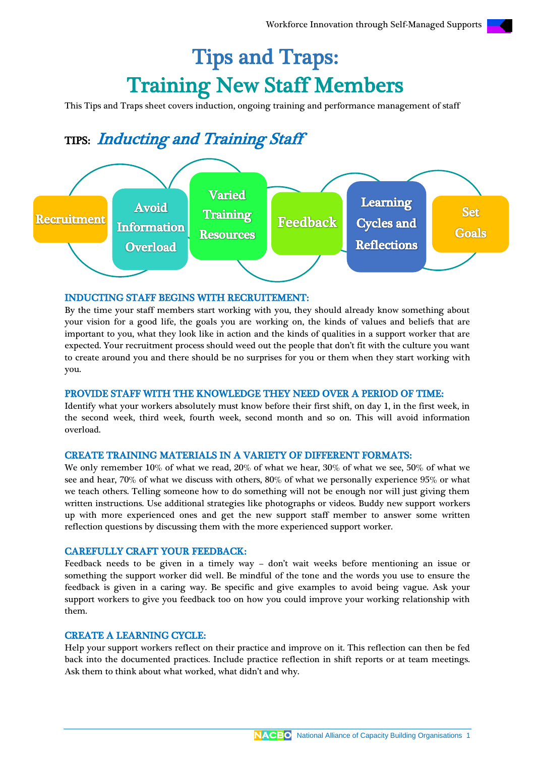# Tips and Traps:
# Training New Staff Members

This Tips and Traps sheet covers induction, ongoing training and performance management of staff

## TIPS: *Inducting and Training Staff*

Recruitment → Avoid Information Overload → Varied Training Resources → Feedback → Learning Cycles and Reflections → Set Goals

### INDUCTING STAFF BEGINS WITH RECRUITEMENT:

By the time your staff members start working with you, they should already know something about your vision for a good life, the goals you are working on, the kinds of values and beliefs that are important to you, what they look like in action and the kinds of qualities in a support worker that are expected. Your recruitment process should weed out the people that don't fit with the culture you want to create around you and there should be no surprises for you or them when they start working with you.

### PROVIDE STAFF WITH THE KNOWLEDGE THEY NEED OVER A PERIOD OF TIME:

Identify what your workers absolutely must know before their first shift, on day 1, in the first week, in the second week, third week, fourth week, second month and so on. This will avoid information overload.

### CREATE TRAINING MATERIALS IN A VARIETY OF DIFFERENT FORMATS:

We only remember 10% of what we read, 20% of what we hear, 30% of what we see, 50% of what we see and hear, 70% of what we discuss with others, 80% of what we personally experience 95% or what we teach others. Telling someone how to do something will not be enough nor will just giving them written instructions. Use additional strategies like photographs or videos. Buddy new support workers up with more experienced ones and get the new support staff member to answer some written reflection questions by discussing them with the more experienced support worker.

### CAREFULLY CRAFT YOUR FEEDBACK:

Feedback needs to be given in a timely way – don't wait weeks before mentioning an issue or something the support worker did well. Be mindful of the tone and the words you use to ensure the feedback is given in a caring way. Be specific and give examples to avoid being vague. Ask your support workers to give you feedback too on how you could improve your working relationship with them.

### CREATE A LEARNING CYCLE:

Help your support workers reflect on their practice and improve on it. This reflection can then be fed back into the documented practices. Include practice reflection in shift reports or at team meetings. Ask them to think about what worked, what didn't and why.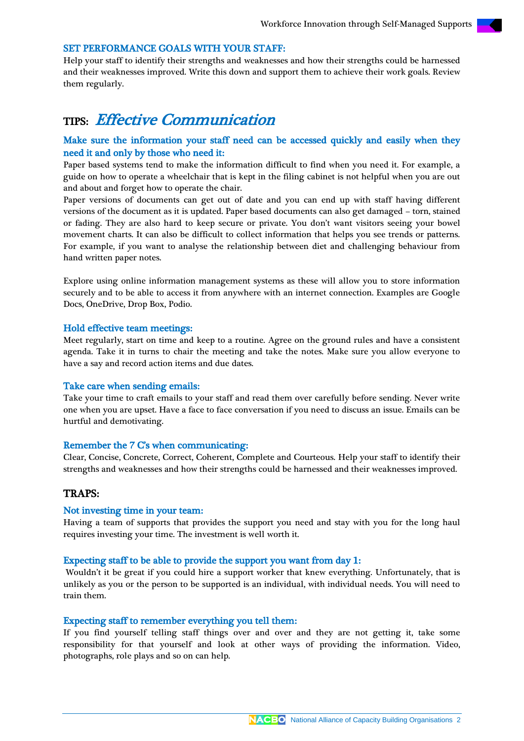### SET PERFORMANCE GOALS WITH YOUR STAFF:

Help your staff to identify their strengths and weaknesses and how their strengths could be harnessed and their weaknesses improved. Write this down and support them to achieve their work goals. Review them regularly.

## TIPS: *Effective Communication*

### Make sure the information your staff need can be accessed quickly and easily when they need it and only by those who need it:

Paper based systems tend to make the information difficult to find when you need it. For example, a guide on how to operate a wheelchair that is kept in the filing cabinet is not helpful when you are out and about and forget how to operate the chair.

Paper versions of documents can get out of date and you can end up with staff having different versions of the document as it is updated. Paper based documents can also get damaged – torn, stained or fading. They are also hard to keep secure or private. You don't want visitors seeing your bowel movement charts. It can also be difficult to collect information that helps you see trends or patterns. For example, if you want to analyse the relationship between diet and challenging behaviour from hand written paper notes.

Explore using online information management systems as these will allow you to store information securely and to be able to access it from anywhere with an internet connection. Examples are Google Docs, OneDrive, Drop Box, Podio.

### Hold effective team meetings:

Meet regularly, start on time and keep to a routine. Agree on the ground rules and have a consistent agenda. Take it in turns to chair the meeting and take the notes. Make sure you allow everyone to have a say and record action items and due dates.

### Take care when sending emails:

Take your time to craft emails to your staff and read them over carefully before sending. Never write one when you are upset. Have a face to face conversation if you need to discuss an issue. Emails can be hurtful and demotivating.

### Remember the 7 C's when communicating:

Clear, Concise, Concrete, Correct, Coherent, Complete and Courteous. Help your staff to identify their strengths and weaknesses and how their strengths could be harnessed and their weaknesses improved.

## TRAPS:

### Not investing time in your team:

Having a team of supports that provides the support you need and stay with you for the long haul requires investing your time. The investment is well worth it.

### Expecting staff to be able to provide the support you want from day 1:

Wouldn't it be great if you could hire a support worker that knew everything. Unfortunately, that is unlikely as you or the person to be supported is an individual, with individual needs. You will need to train them.

### Expecting staff to remember everything you tell them:

If you find yourself telling staff things over and over and they are not getting it, take some responsibility for that yourself and look at other ways of providing the information. Video, photographs, role plays and so on can help.